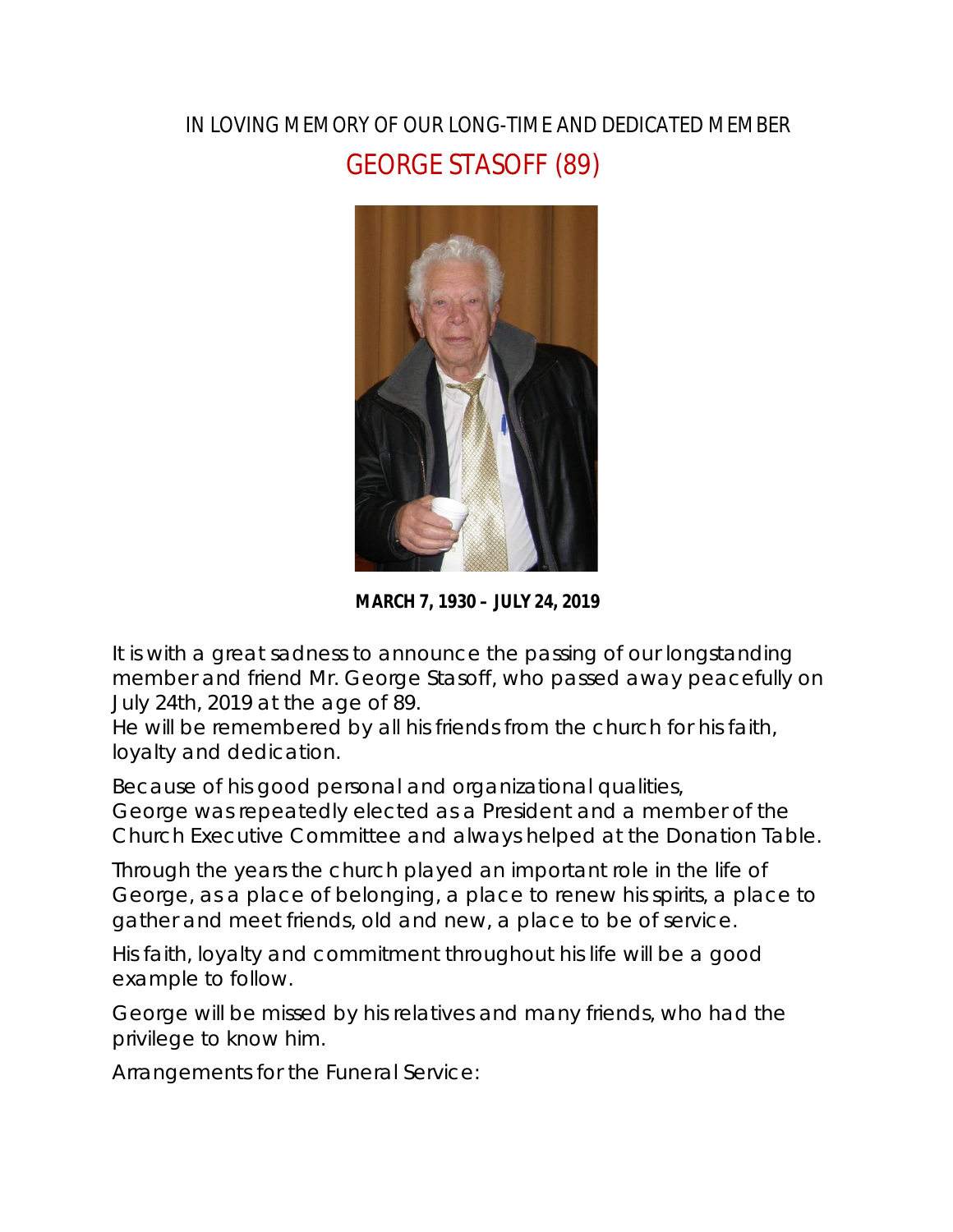IN LOVING MEMORY OF OUR LONG-TIME AND DEDICATED MEMBER

# GEORGE STASOFF (89)

**MARCH 7, 1930 – JULY 24, 2019**

It is with a great sadness to announce the passing of our longstanding member and friend Mr. George Stasoff, who passed away peacefully on July 24th, 2019 at the age of 89.
He will be remembered by all his friends from the church for his faith, loyalty and dedication.

Because of his good personal and organizational qualities, George was repeatedly elected as a President and a member of the Church Executive Committee and always helped at the Donation Table.

Through the years the church played an important role in the life of George, as a place of belonging, a place to renew his spirits, a place to gather and meet friends, old and new, a place to be of service.

His faith, loyalty and commitment throughout his life will be a good example to follow.

George will be missed by his relatives and many friends, who had the privilege to know him.

Arrangements for the Funeral Service: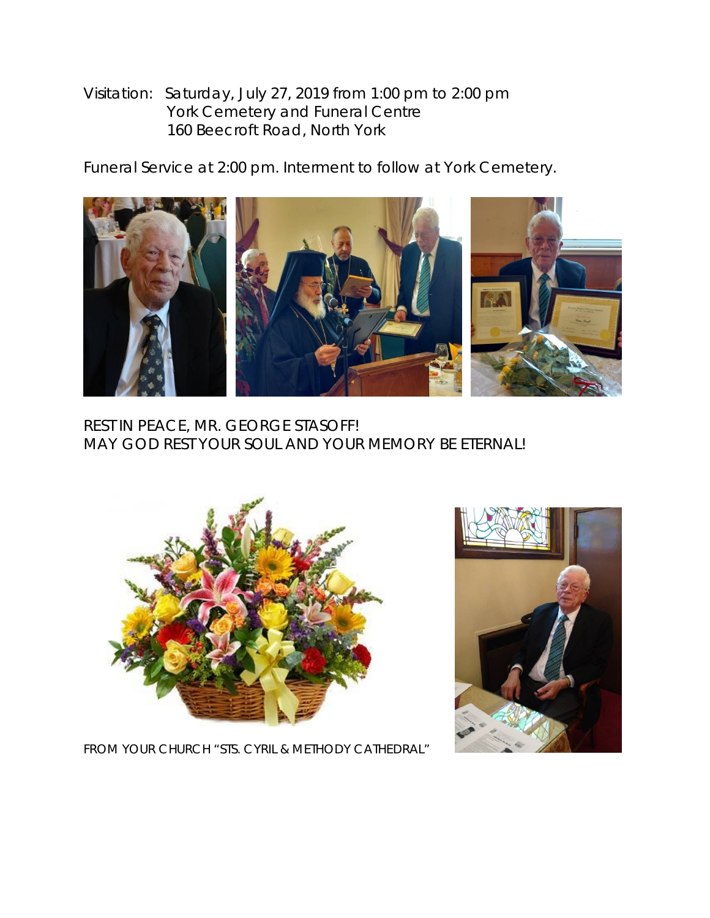Visitation: Saturday, July 27, 2019 from 1:00 pm to 2:00 pm
York Cemetery and Funeral Centre
160 Beecroft Road, North York

Funeral Service at 2:00 pm. Interment to follow at York Cemetery.

REST IN PEACE, MR. GEORGE STASOFF!
MAY GOD REST YOUR SOUL AND YOUR MEMORY BE ETERNAL!

FROM YOUR CHURCH "STS. CYRIL & METHODY CATHEDRAL"